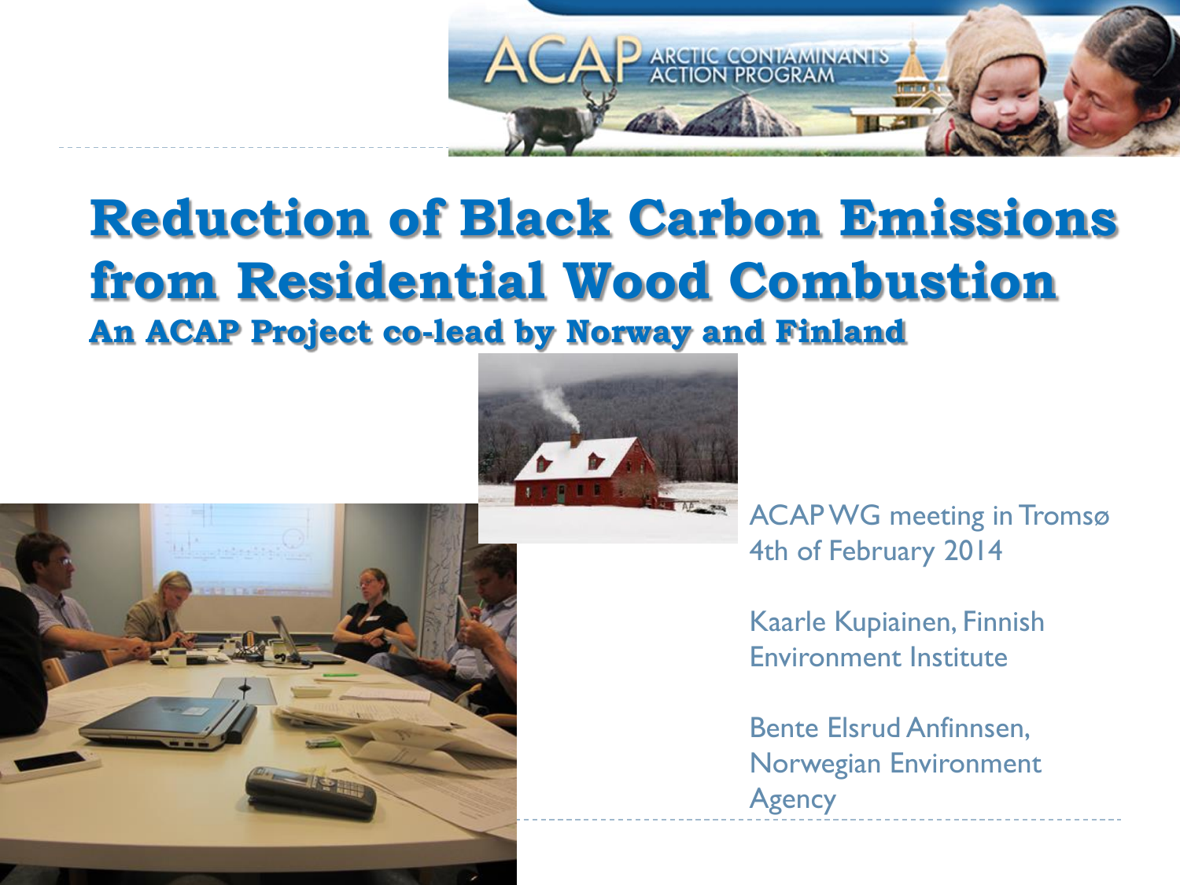# Reduction of Black Carbon Emissions from Residential Wood Combustion

## An ACAP Project co-lead by Norway and Finland

ACAP WG meeting in Tromsø
4th of February 2014

Kaarle Kupiainen, Finnish Environment Institute

Bente Elsrud Anfinnsen, Norwegian Environment Agency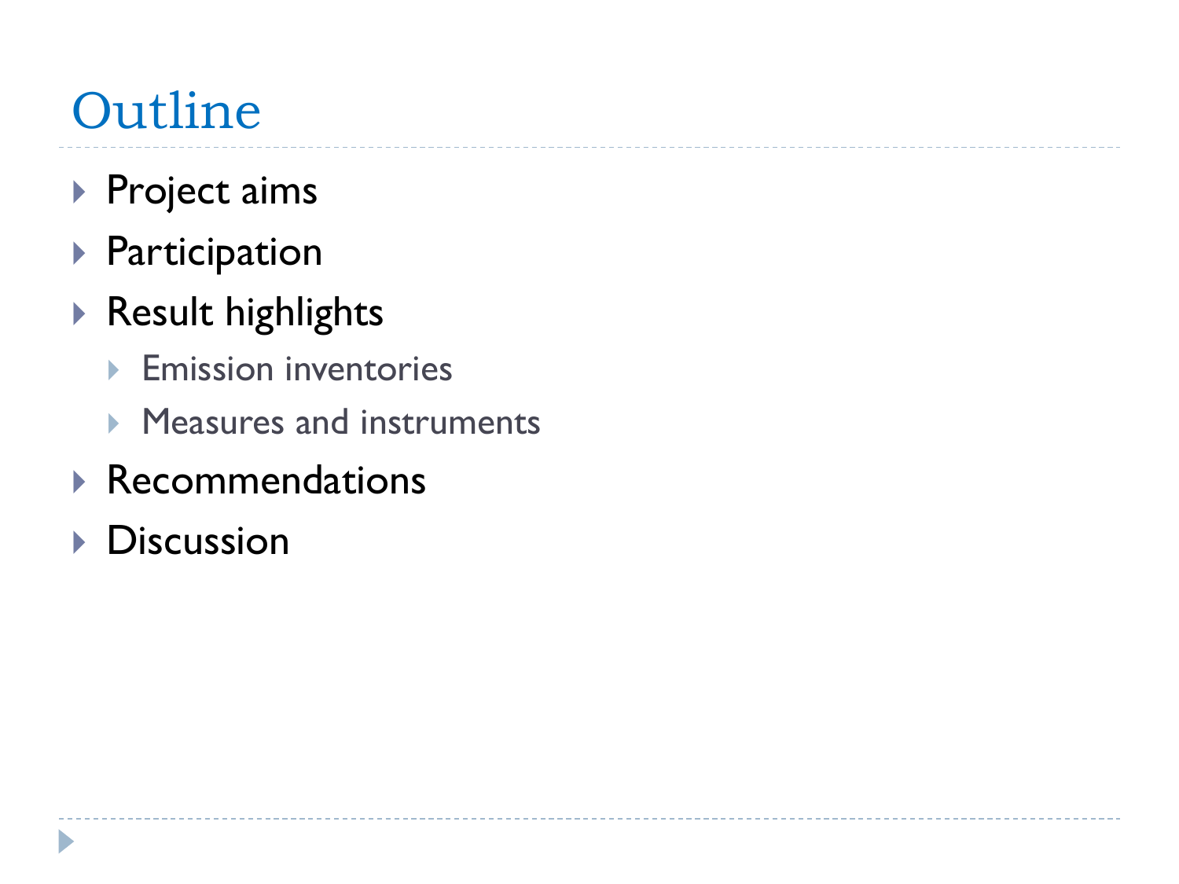# Outline

- Project aims
- Participation
- Result highlights
  - Emission inventories
  - Measures and instruments
- Recommendations
- Discussion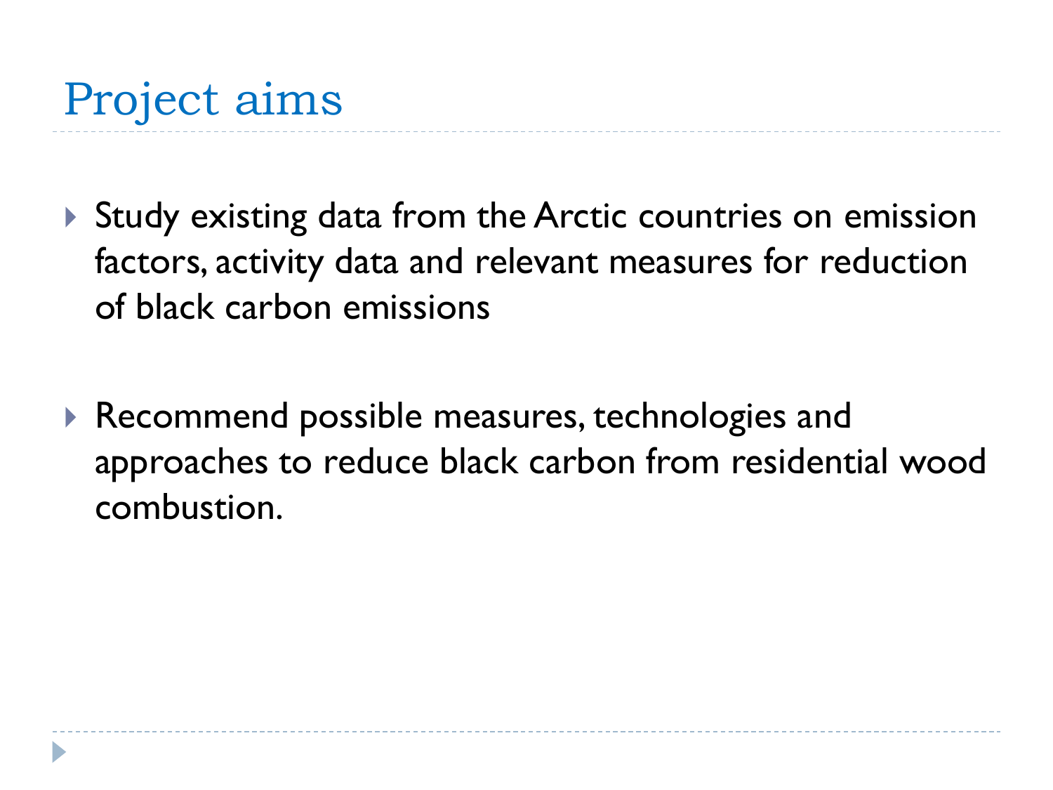# Project aims

- Study existing data from the Arctic countries on emission factors, activity data and relevant measures for reduction of black carbon emissions
- Recommend possible measures, technologies and approaches to reduce black carbon from residential wood combustion.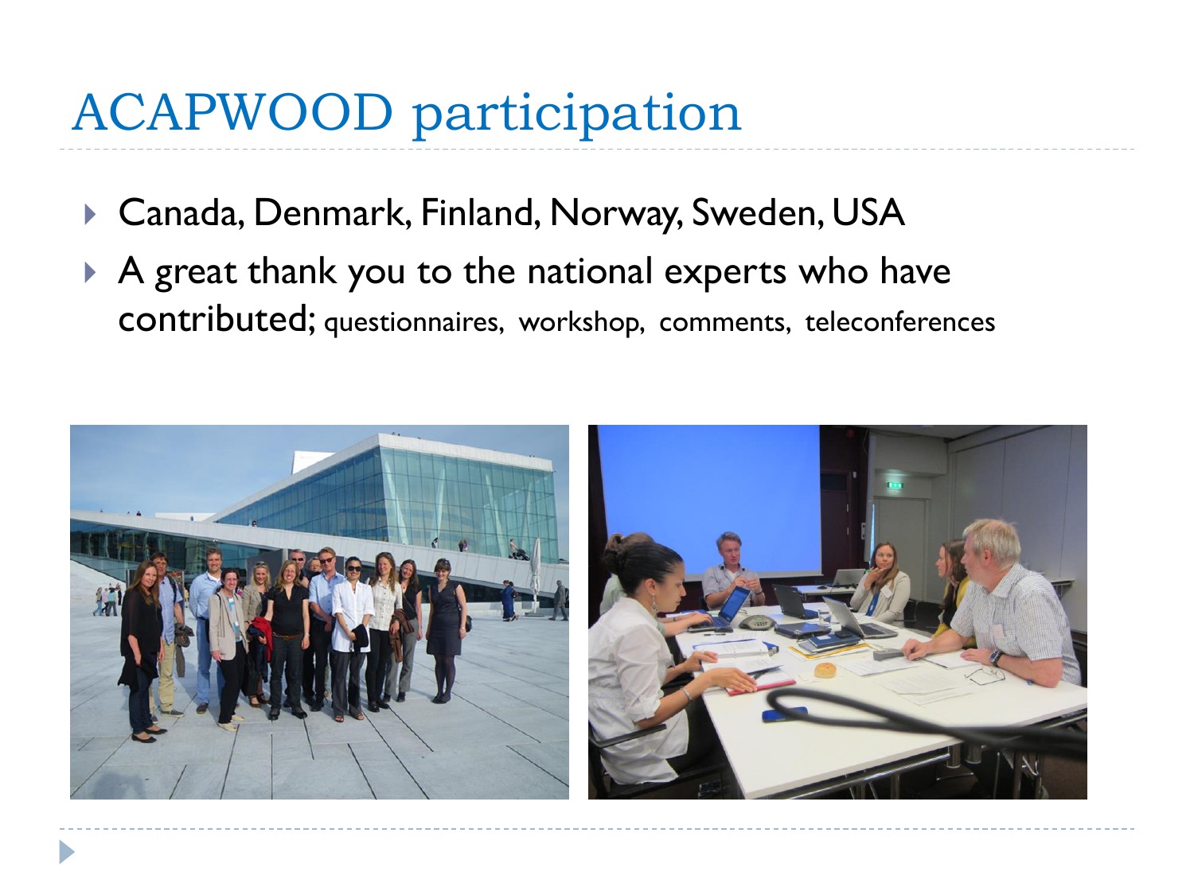# ACAPWOOD participation

- Canada, Denmark, Finland, Norway, Sweden, USA
- A great thank you to the national experts who have contributed; questionnaires, workshop, comments, teleconferences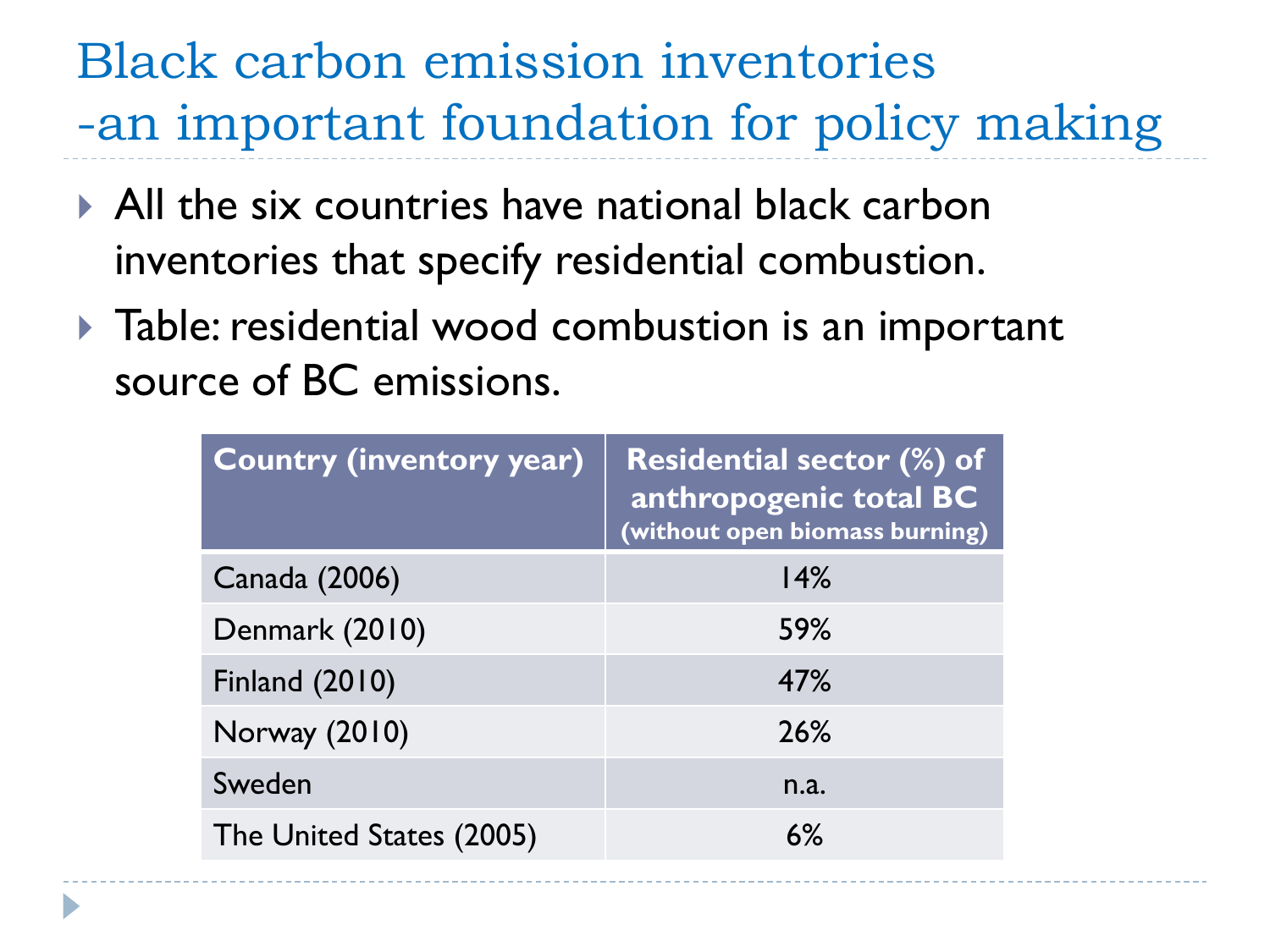# Black carbon emission inventories -an important foundation for policy making

- All the six countries have national black carbon inventories that specify residential combustion.
- Table: residential wood combustion is an important source of BC emissions.

| Country (inventory year) | Residential sector (%) of anthropogenic total BC (without open biomass burning) |
|---|---|
| Canada (2006) | 14% |
| Denmark (2010) | 59% |
| Finland (2010) | 47% |
| Norway (2010) | 26% |
| Sweden | n.a. |
| The United States (2005) | 6% |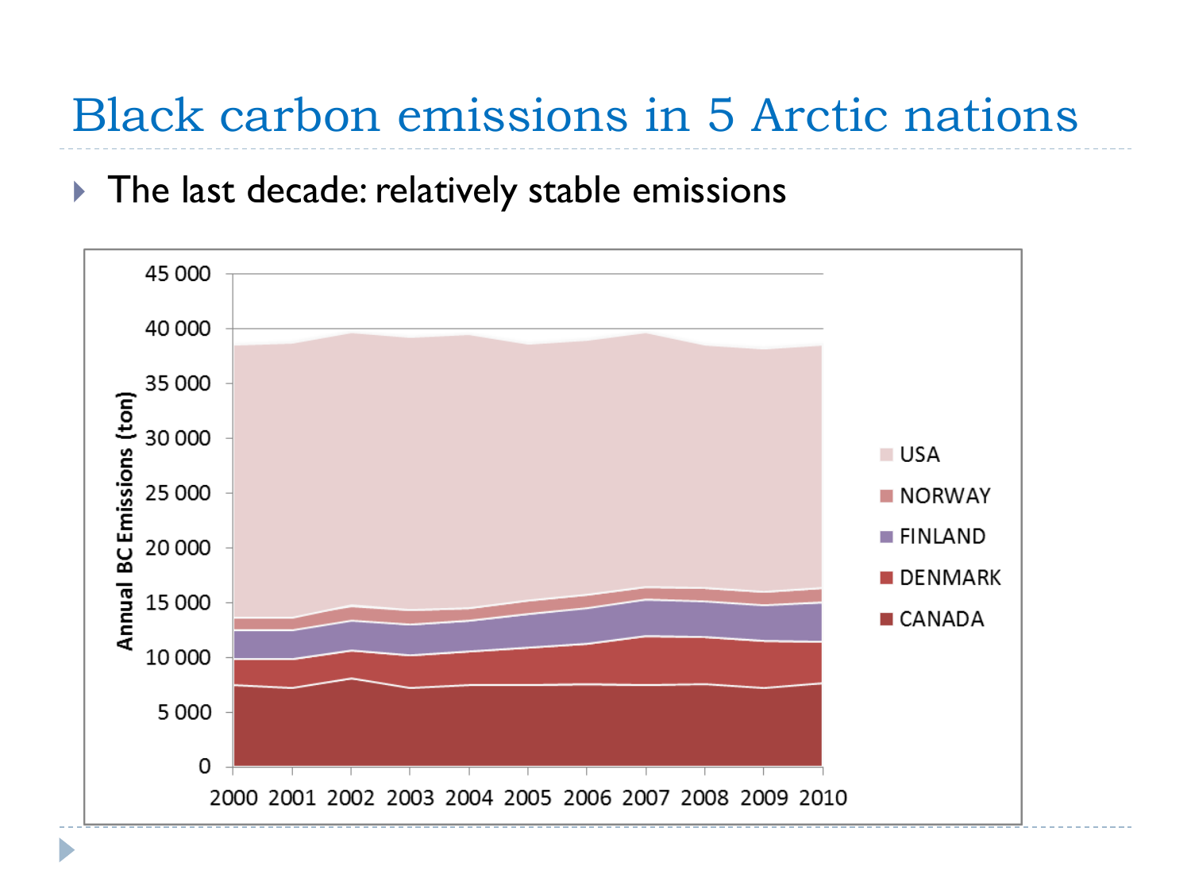# Black carbon emissions in 5 Arctic nations

- The last decade: relatively stable emissions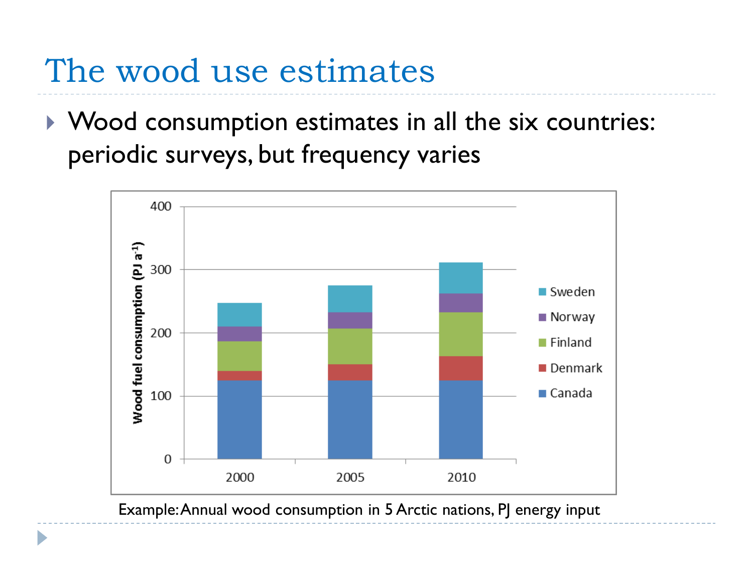# The wood use estimates

- Wood consumption estimates in all the six countries: periodic surveys, but frequency varies

Example: Annual wood consumption in 5 Arctic nations, PJ energy input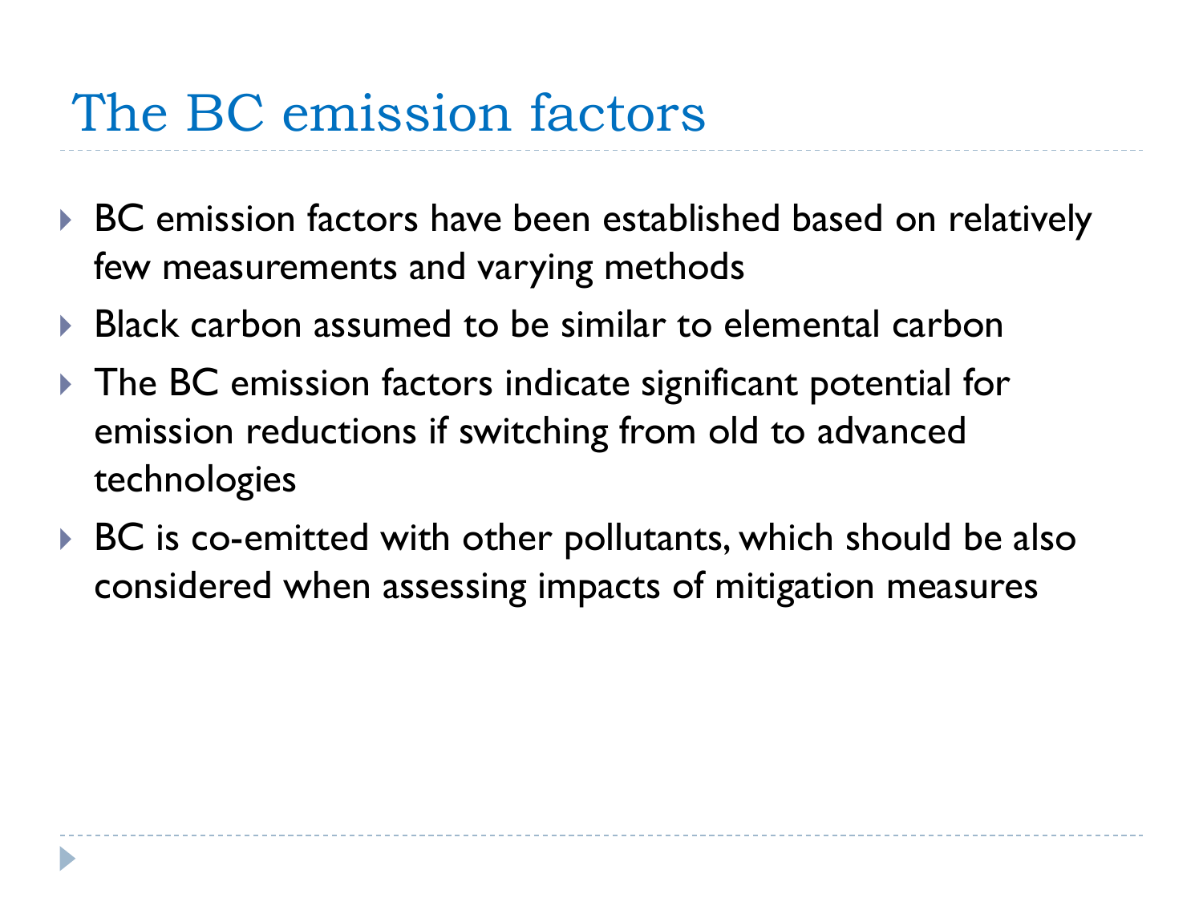# The BC emission factors

- BC emission factors have been established based on relatively few measurements and varying methods
- Black carbon assumed to be similar to elemental carbon
- The BC emission factors indicate significant potential for emission reductions if switching from old to advanced technologies
- BC is co-emitted with other pollutants, which should be also considered when assessing impacts of mitigation measures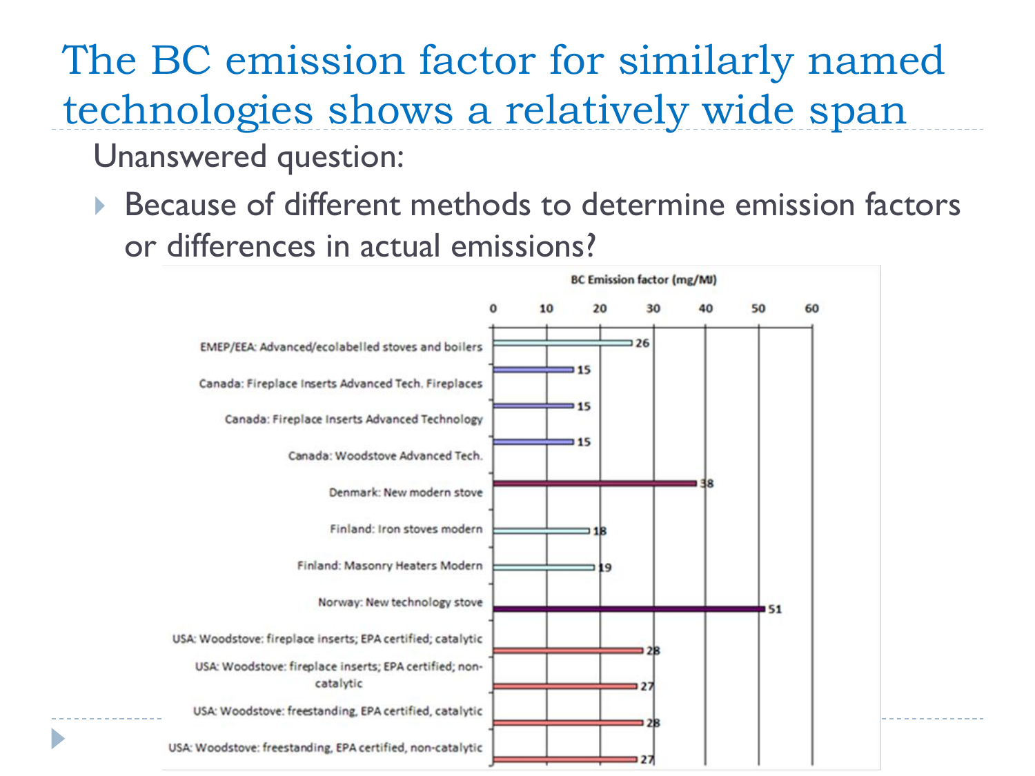# The BC emission factor for similarly named technologies shows a relatively wide span

Unanswered question:

- Because of different methods to determine emission factors or differences in actual emissions?

BC Emission factor (mg/MJ)

| Technology | BC Emission factor (mg/MJ) |
|---|---|
| EMEP/EEA: Advanced/ecolabelled stoves and boilers | 26 |
| Canada: Fireplace Inserts Advanced Tech. Fireplaces | 15 |
| Canada: Fireplace Inserts Advanced Technology | 15 |
| Canada: Woodstove Advanced Tech. | 15 |
| Denmark: New modern stove | 38 |
| Finland: Iron stoves modern | 18 |
| Finland: Masonry Heaters Modern | 19 |
| Norway: New technology stove | 51 |
| USA: Woodstove: fireplace inserts; EPA certified; catalytic | 28 |
| USA: Woodstove: fireplace inserts; EPA certified; non-catalytic | 27 |
| USA: Woodstove: freestanding, EPA certified, catalytic | 28 |
| USA: Woodstove: freestanding, EPA certified, non-catalytic | 27 |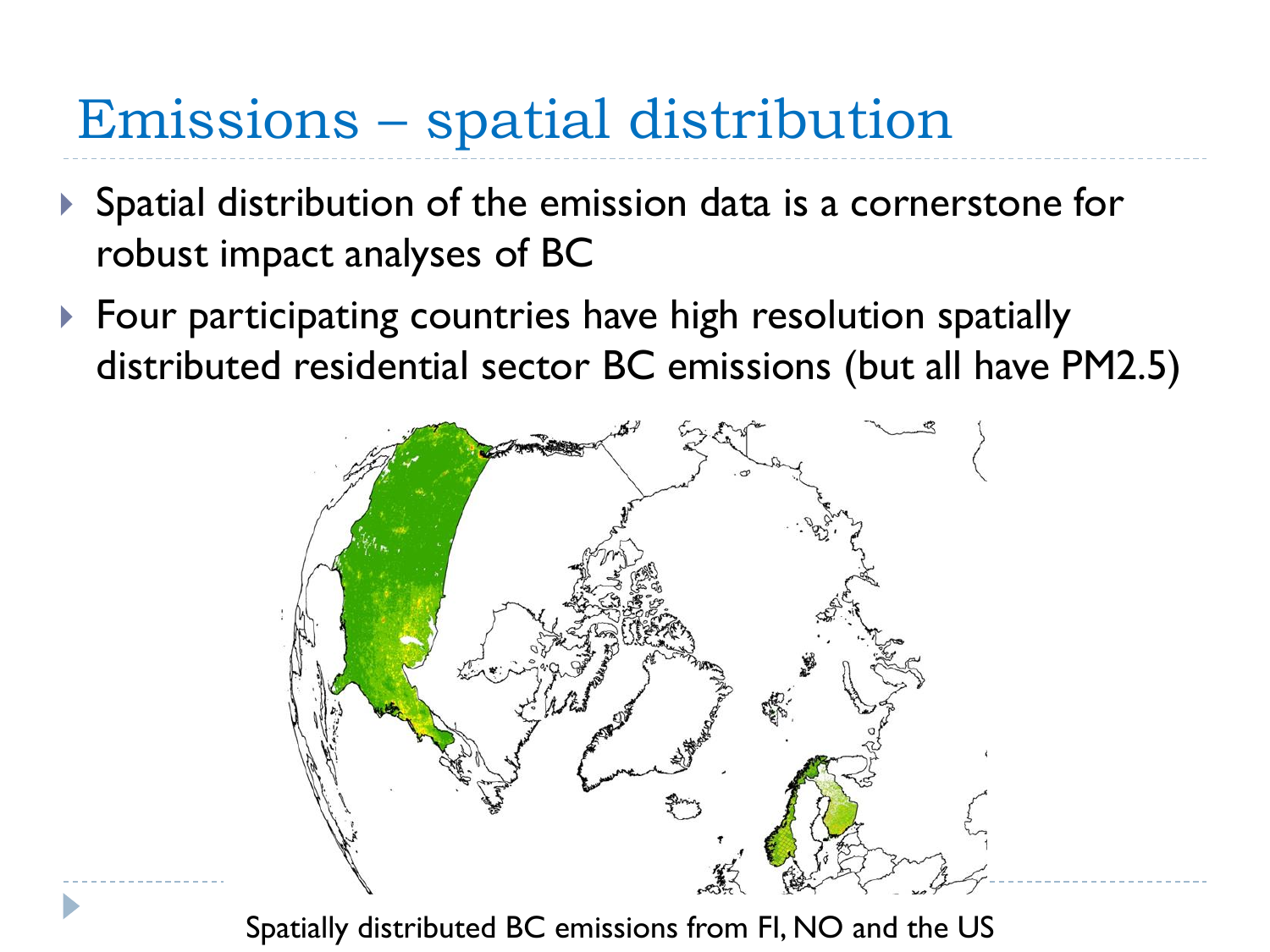# Emissions – spatial distribution

- Spatial distribution of the emission data is a cornerstone for robust impact analyses of BC
- Four participating countries have high resolution spatially distributed residential sector BC emissions (but all have PM2.5)

Spatially distributed BC emissions from FI, NO and the US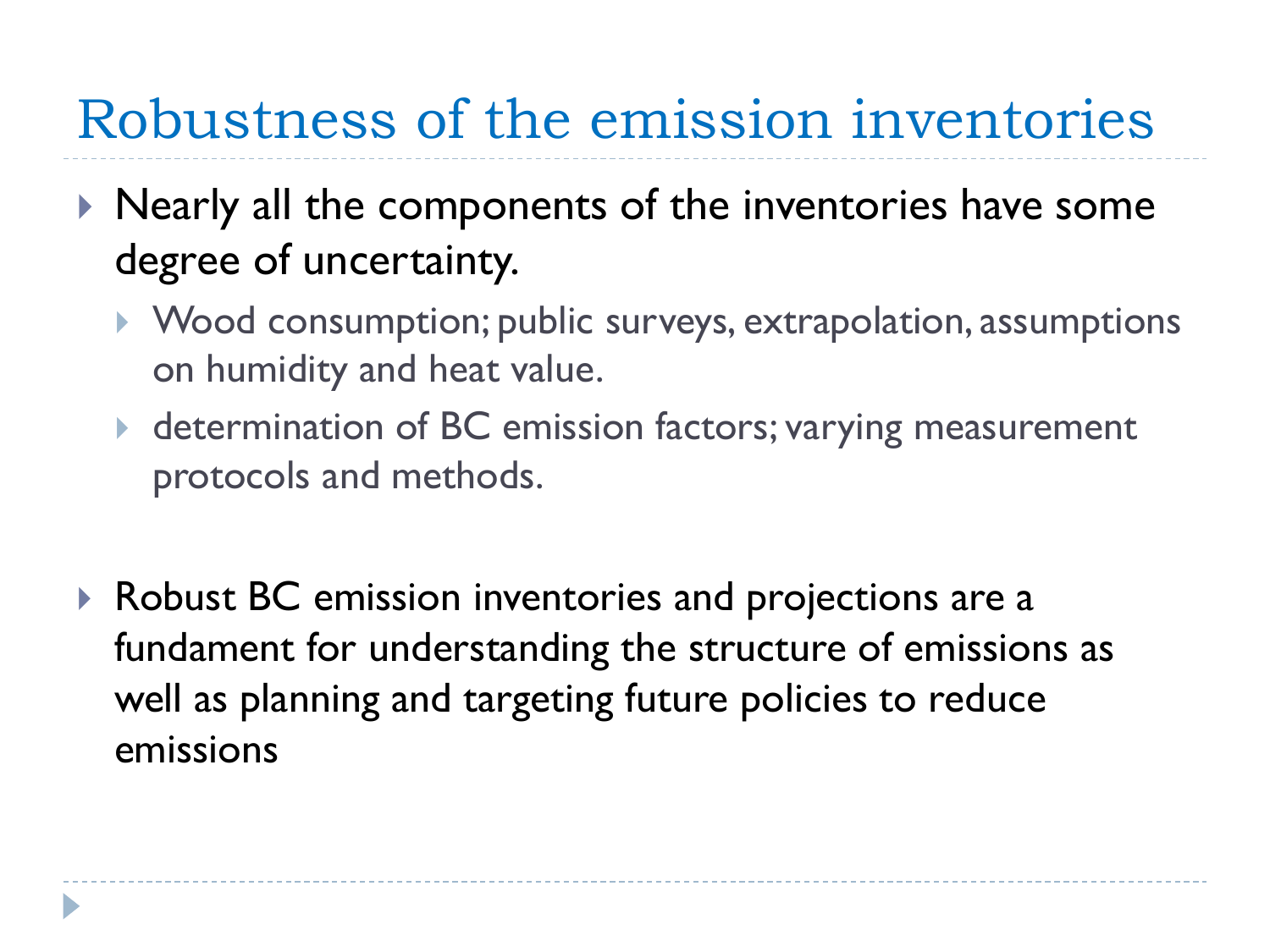# Robustness of the emission inventories

- Nearly all the components of the inventories have some degree of uncertainty.
  - Wood consumption; public surveys, extrapolation, assumptions on humidity and heat value.
  - determination of BC emission factors; varying measurement protocols and methods.

- Robust BC emission inventories and projections are a fundament for understanding the structure of emissions as well as planning and targeting future policies to reduce emissions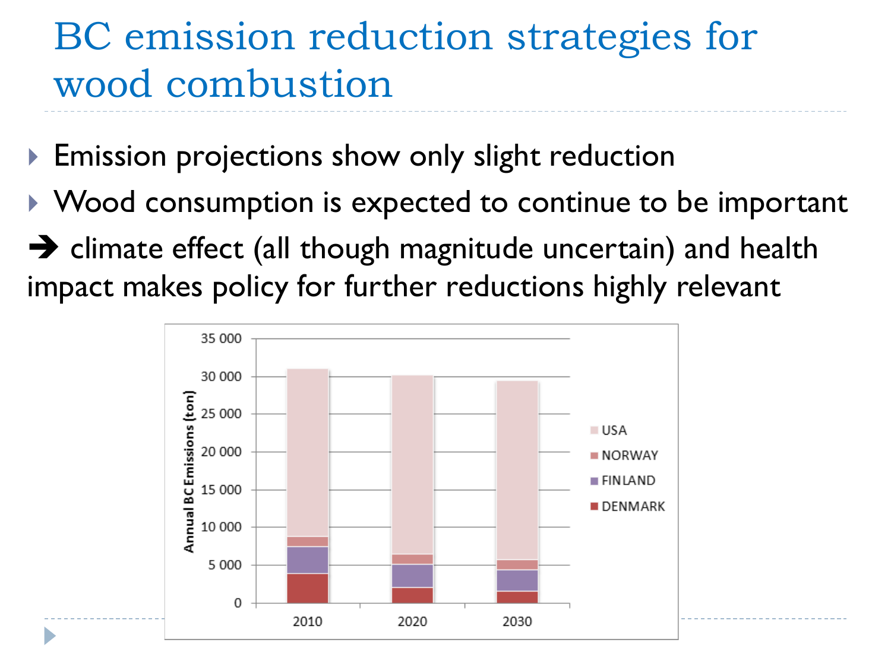# BC emission reduction strategies for wood combustion

- Emission projections show only slight reduction
- Wood consumption is expected to continue to be important

➔ climate effect (all though magnitude uncertain) and health impact makes policy for further reductions highly relevant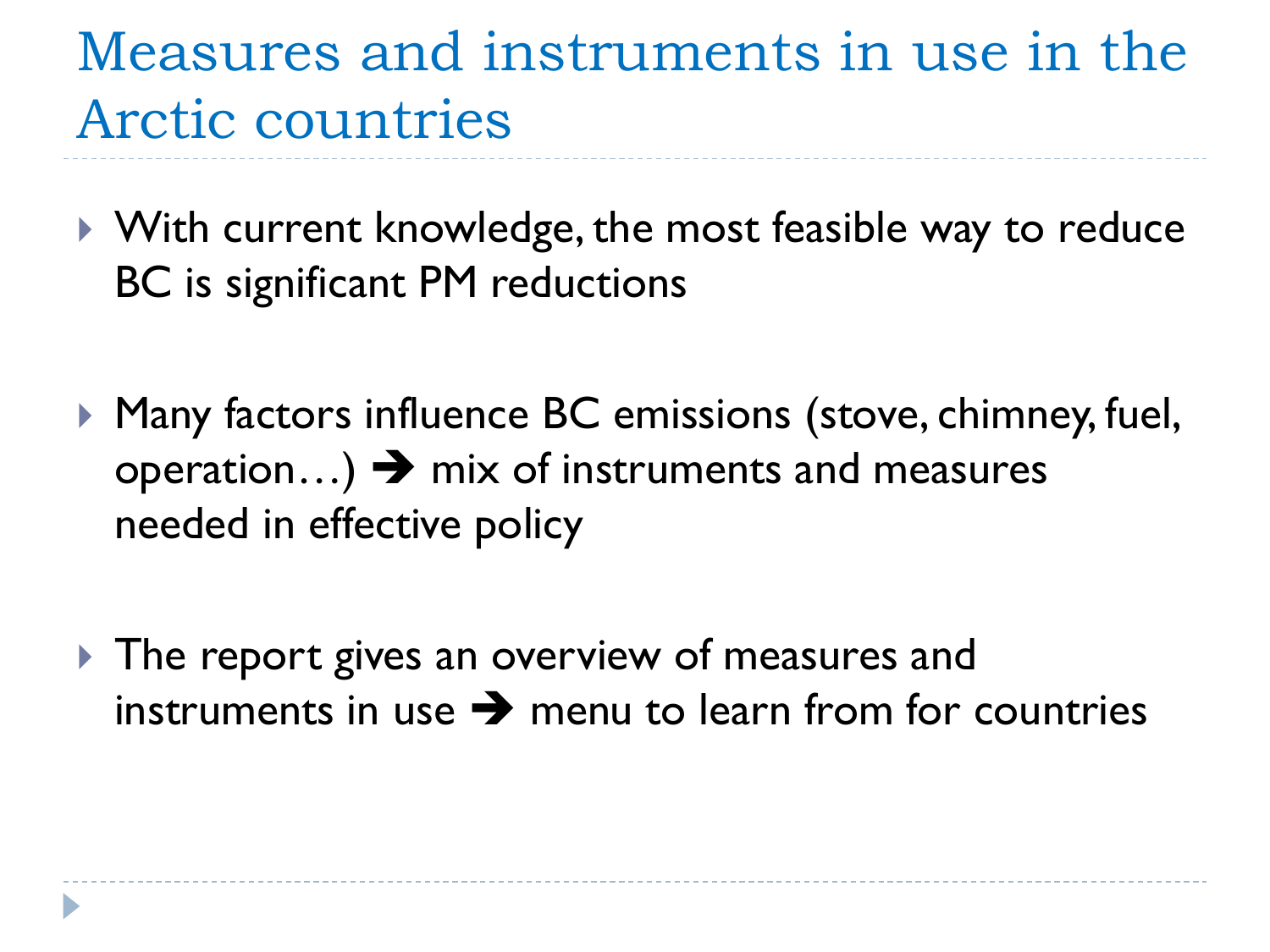# Measures and instruments in use in the Arctic countries

- With current knowledge, the most feasible way to reduce BC is significant PM reductions
- Many factors influence BC emissions (stove, chimney, fuel, operation…) ➔ mix of instruments and measures needed in effective policy
- The report gives an overview of measures and instruments in use ➔ menu to learn from for countries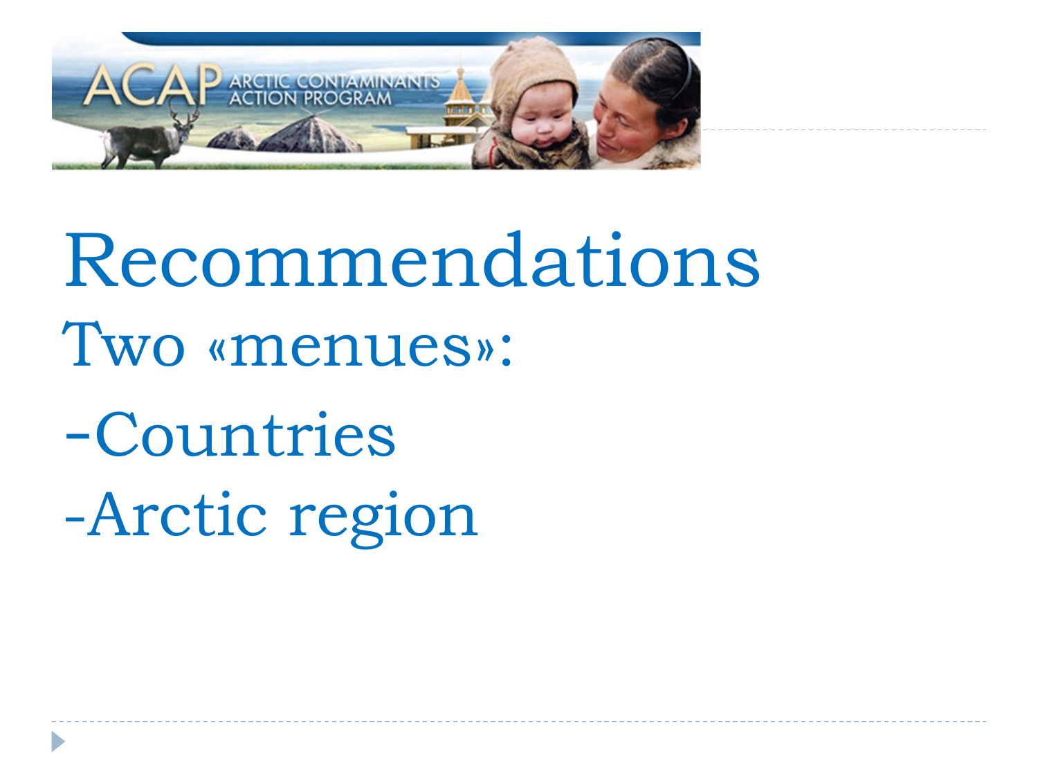# Recommendations

Two «menues»:

-Countries

-Arctic region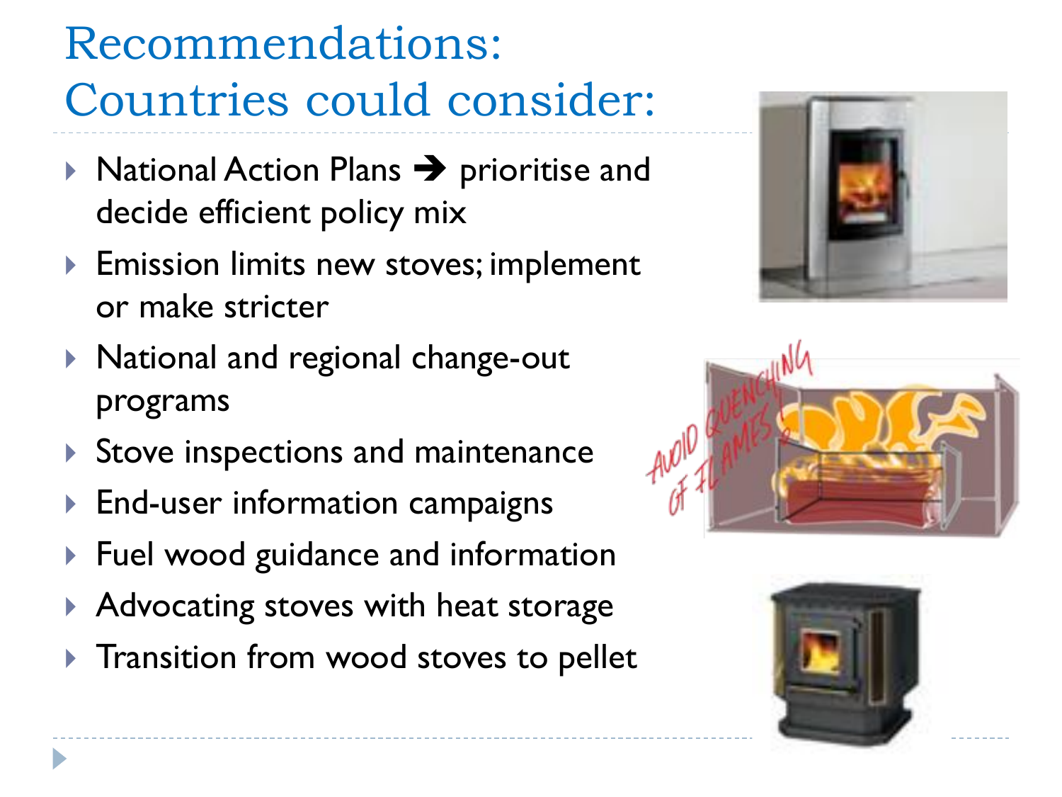# Recommendations: Countries could consider:

- National Action Plans ➔ prioritise and decide efficient policy mix
- Emission limits new stoves; implement or make stricter
- National and regional change-out programs
- Stove inspections and maintenance
- End-user information campaigns
- Fuel wood guidance and information
- Advocating stoves with heat storage
- Transition from wood stoves to pellet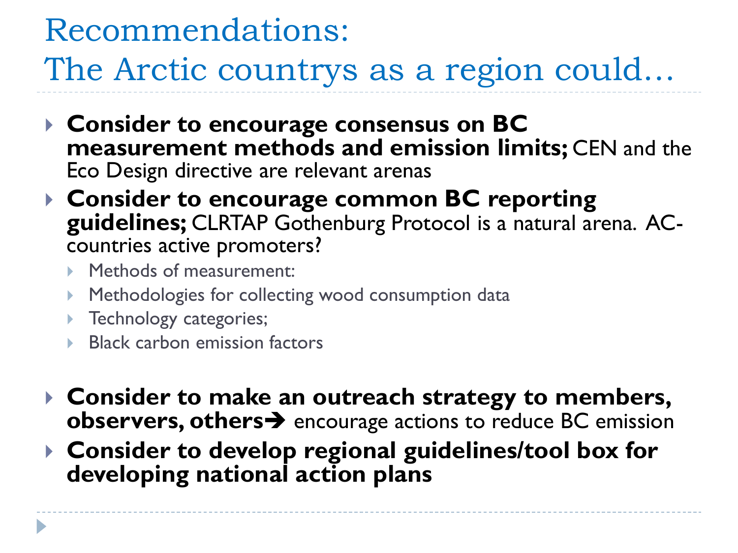# Recommendations:
# The Arctic countrys as a region could…

- **Consider to encourage consensus on BC measurement methods and emission limits;** CEN and the Eco Design directive are relevant arenas
- **Consider to encourage common BC reporting guidelines;** CLRTAP Gothenburg Protocol is a natural arena. AC-countries active promoters?
  - Methods of measurement:
  - Methodologies for collecting wood consumption data
  - Technology categories;
  - Black carbon emission factors
- **Consider to make an outreach strategy to members, observers, others➔** encourage actions to reduce BC emission
- **Consider to develop regional guidelines/tool box for developing national action plans**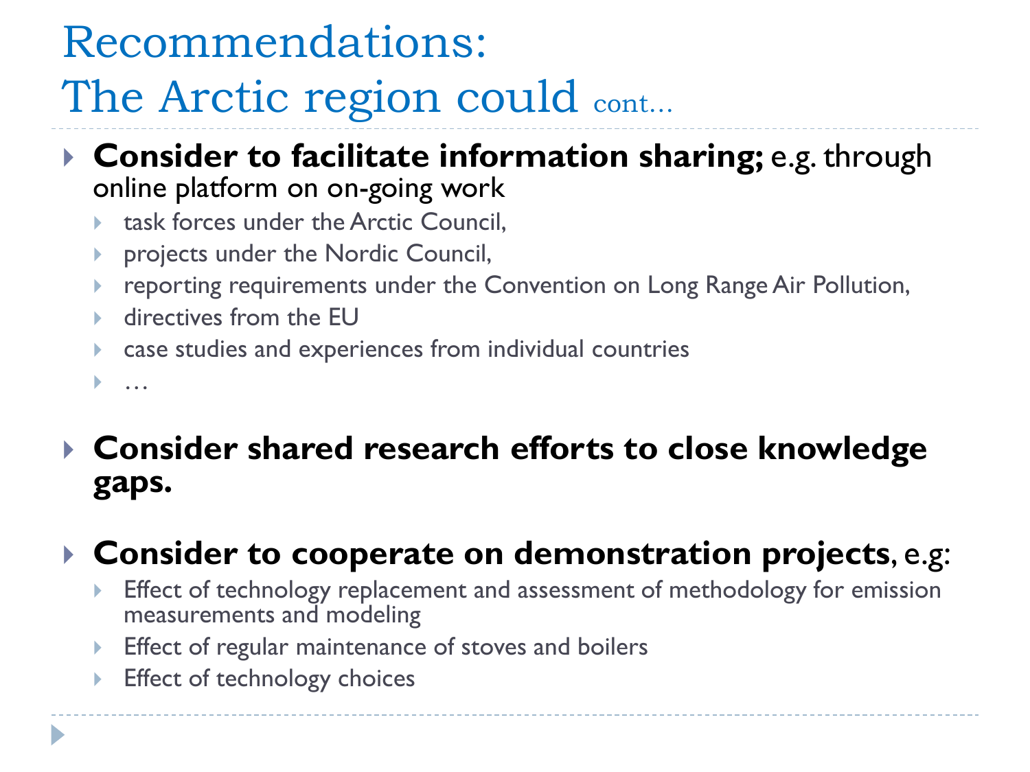# Recommendations: The Arctic region could cont…

- **Consider to facilitate information sharing;** e.g. through online platform on on-going work
  - task forces under the Arctic Council,
  - projects under the Nordic Council,
  - reporting requirements under the Convention on Long Range Air Pollution,
  - directives from the EU
  - case studies and experiences from individual countries
  - …

- **Consider shared research efforts to close knowledge gaps.**

- **Consider to cooperate on demonstration projects**, e.g:
  - Effect of technology replacement and assessment of methodology for emission measurements and modeling
  - Effect of regular maintenance of stoves and boilers
  - Effect of technology choices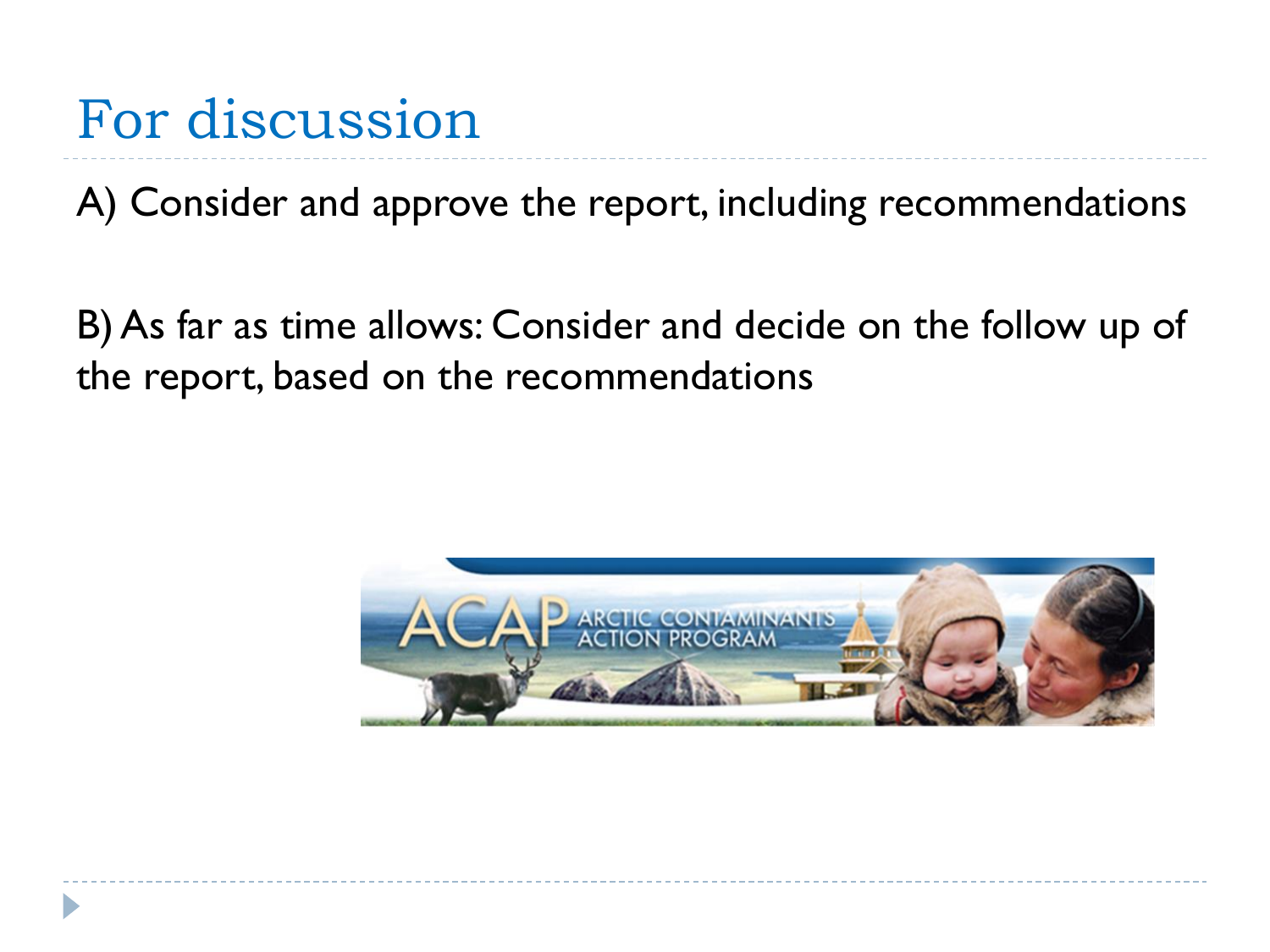# For discussion

A) Consider and approve the report, including recommendations

B) As far as time allows: Consider and decide on the follow up of the report, based on the recommendations